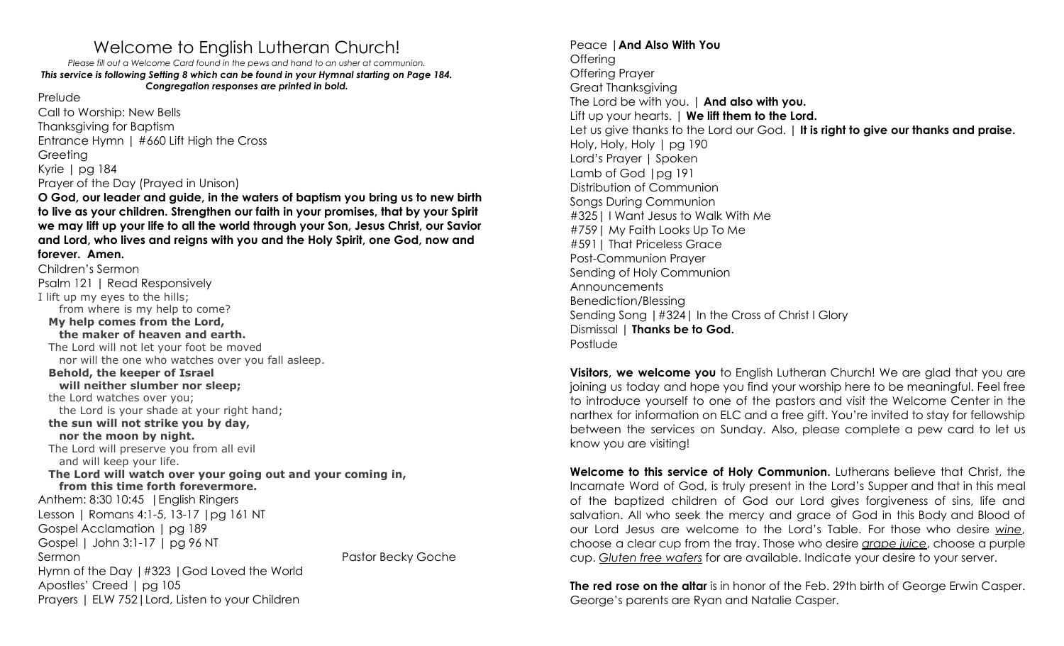# Welcome to English Lutheran Church!

*Please fill out a Welcome Card found in the pews and hand to an usher at communion.*
***This service is following Setting 8 which can be found in your Hymnal starting on Page 184.***
***Congregation responses are printed in bold.***

Prelude
Call to Worship: New Bells
Thanksgiving for Baptism
Entrance Hymn | #660 Lift High the Cross
Greeting
Kyrie | pg 184
Prayer of the Day (Prayed in Unison)

**O God, our leader and guide, in the waters of baptism you bring us to new birth to live as your children. Strengthen our faith in your promises, that by your Spirit we may lift up your life to all the world through your Son, Jesus Christ, our Savior and Lord, who lives and reigns with you and the Holy Spirit, one God, now and forever. Amen.**

Children's Sermon
Psalm 121 | Read Responsively

I lift up my eyes to the hills;
from where is my help to come?
**My help comes from the Lord,**
**the maker of heaven and earth.**
The Lord will not let your foot be moved
nor will the one who watches over you fall asleep.
**Behold, the keeper of Israel**
**will neither slumber nor sleep;**
the Lord watches over you;
the Lord is your shade at your right hand;
**the sun will not strike you by day,**
**nor the moon by night.**
The Lord will preserve you from all evil
and will keep your life.
**The Lord will watch over your going out and your coming in,**
**from this time forth forevermore.**

Anthem: 8:30 10:45 | English Ringers
Lesson | Romans 4:1-5, 13-17 |pg 161 NT
Gospel Acclamation | pg 189
Gospel | John 3:1-17 | pg 96 NT
Sermon — Pastor Becky Goche
Hymn of the Day |#323 |God Loved the World
Apostles' Creed | pg 105
Prayers | ELW 752|Lord, Listen to your Children
Peace |**And Also With You**
Offering
Offering Prayer
Great Thanksgiving
The Lord be with you. | **And also with you.**
Lift up your hearts. | **We lift them to the Lord.**
Let us give thanks to the Lord our God. | **It is right to give our thanks and praise.**
Holy, Holy, Holy | pg 190
Lord's Prayer | Spoken
Lamb of God |pg 191
Distribution of Communion
Songs During Communion
#325| I Want Jesus to Walk With Me
#759| My Faith Looks Up To Me
#591| That Priceless Grace
Post-Communion Prayer
Sending of Holy Communion
Announcements
Benediction/Blessing
Sending Song |#324| In the Cross of Christ I Glory
Dismissal | **Thanks be to God.**
Postlude

**Visitors, we welcome you** to English Lutheran Church! We are glad that you are joining us today and hope you find your worship here to be meaningful. Feel free to introduce yourself to one of the pastors and visit the Welcome Center in the narthex for information on ELC and a free gift. You're invited to stay for fellowship between the services on Sunday. Also, please complete a pew card to let us know you are visiting!

**Welcome to this service of Holy Communion.** Lutherans believe that Christ, the Incarnate Word of God, is truly present in the Lord's Supper and that in this meal of the baptized children of God our Lord gives forgiveness of sins, life and salvation. All who seek the mercy and grace of God in this Body and Blood of our Lord Jesus are welcome to the Lord's Table. For those who desire *wine*, choose a clear cup from the tray. Those who desire *grape juice*, choose a purple cup. *Gluten free wafers* for are available. Indicate your desire to your server.

**The red rose on the altar** is in honor of the Feb. 29th birth of George Erwin Casper. George's parents are Ryan and Natalie Casper.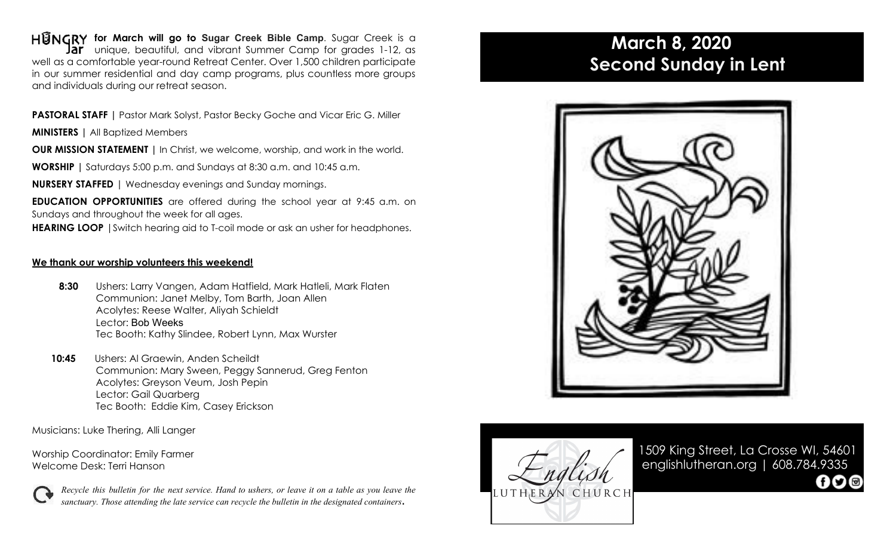**HUNGRY Jar for March will go to Sugar Creek Bible Camp**. Sugar Creek is a unique, beautiful, and vibrant Summer Camp for grades 1-12, as well as a comfortable year-round Retreat Center. Over 1,500 children participate in our summer residential and day camp programs, plus countless more groups and individuals during our retreat season.

**PASTORAL STAFF** | Pastor Mark Solyst, Pastor Becky Goche and Vicar Eric G. Miller

**MINISTERS** | All Baptized Members

**OUR MISSION STATEMENT** | In Christ, we welcome, worship, and work in the world.

**WORSHIP** | Saturdays 5:00 p.m. and Sundays at 8:30 a.m. and 10:45 a.m.

**NURSERY STAFFED** | Wednesday evenings and Sunday mornings.

**EDUCATION OPPORTUNITIES** are offered during the school year at 9:45 a.m. on Sundays and throughout the week for all ages.

**HEARING LOOP** | Switch hearing aid to T-coil mode or ask an usher for headphones.

**We thank our worship volunteers this weekend!**

**8:30** Ushers: Larry Vangen, Adam Hatfield, Mark Hatleli, Mark Flaten
Communion: Janet Melby, Tom Barth, Joan Allen
Acolytes: Reese Walter, Aliyah Schieldt
Lector: Bob Weeks
Tec Booth: Kathy Slindee, Robert Lynn, Max Wurster

**10:45** Ushers: Al Graewin, Anden Scheildt
Communion: Mary Sween, Peggy Sannerud, Greg Fenton
Acolytes: Greyson Veum, Josh Pepin
Lector: Gail Quarberg
Tec Booth: Eddie Kim, Casey Erickson

Musicians: Luke Thering, Alli Langer

Worship Coordinator: Emily Farmer
Welcome Desk: Terri Hanson

*Recycle this bulletin for the next service. Hand to ushers, or leave it on a table as you leave the sanctuary. Those attending the late service can recycle the bulletin in the designated containers*.

# March 8, 2020
# Second Sunday in Lent

English Lutheran Church

1509 King Street, La Crosse WI, 54601
englishlutheran.org | 608.784.9335